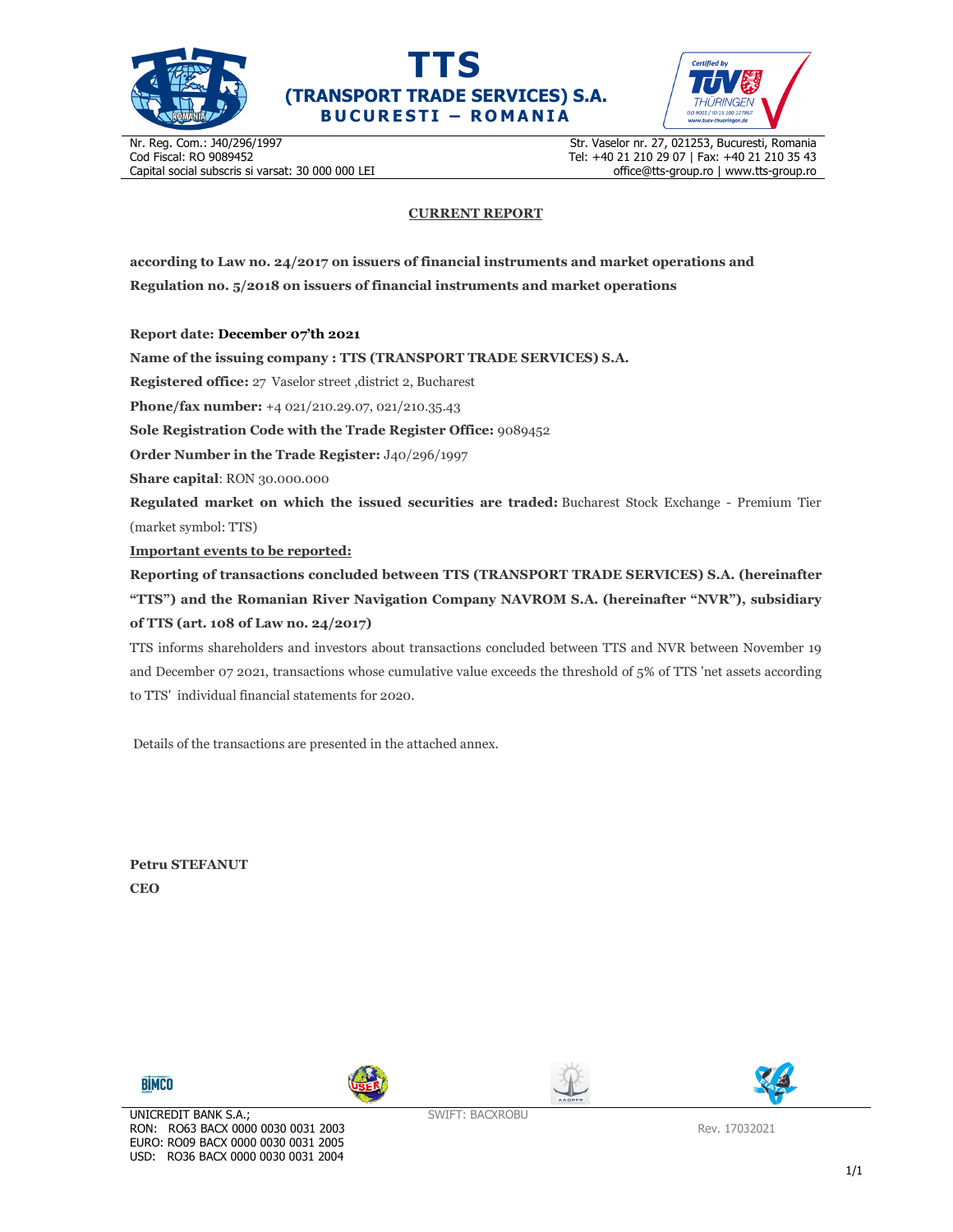# TTS
## (TRANSPORT TRADE SERVICES) S.A.
### BUCURESTI – ROMANIA

Nr. Reg. Com.: J40/296/1997
Cod Fiscal: RO 9089452
Capital social subscris si varsat: 30 000 000 LEI

Str. Vaselor nr. 27, 021253, Bucuresti, Romania
Tel: +40 21 210 29 07 | Fax: +40 21 210 35 43
office@tts-group.ro | www.tts-group.ro

**CURRENT REPORT**

**according to Law no. 24/2017 on issuers of financial instruments and market operations and Regulation no. 5/2018 on issuers of financial instruments and market operations**

**Report date: December 07'th 2021**

**Name of the issuing company : TTS (TRANSPORT TRADE SERVICES) S.A.**

**Registered office:** 27 Vaselor street ,district 2, Bucharest

**Phone/fax number:** +4 021/210.29.07, 021/210.35.43

**Sole Registration Code with the Trade Register Office:** 9089452

**Order Number in the Trade Register:** J40/296/1997

**Share capital**: RON 30.000.000

**Regulated market on which the issued securities are traded:** Bucharest Stock Exchange - Premium Tier (market symbol: TTS)

**Important events to be reported:**

**Reporting of transactions concluded between TTS (TRANSPORT TRADE SERVICES) S.A. (hereinafter "TTS") and the Romanian River Navigation Company NAVROM S.A. (hereinafter "NVR"), subsidiary of TTS (art. 108 of Law no. 24/2017)**

TTS informs shareholders and investors about transactions concluded between TTS and NVR between November 19 and December 07 2021, transactions whose cumulative value exceeds the threshold of 5% of TTS 'net assets according to TTS' individual financial statements for 2020.

Details of the transactions are presented in the attached annex.

**Petru STEFANUT**
**CEO**

UNICREDIT BANK S.A.;
RON: RO63 BACX 0000 0030 0031 2003
EURO: RO09 BACX 0000 0030 0031 2005
USD: RO36 BACX 0000 0030 0031 2004

SWIFT: BACXROBU

Rev. 17032021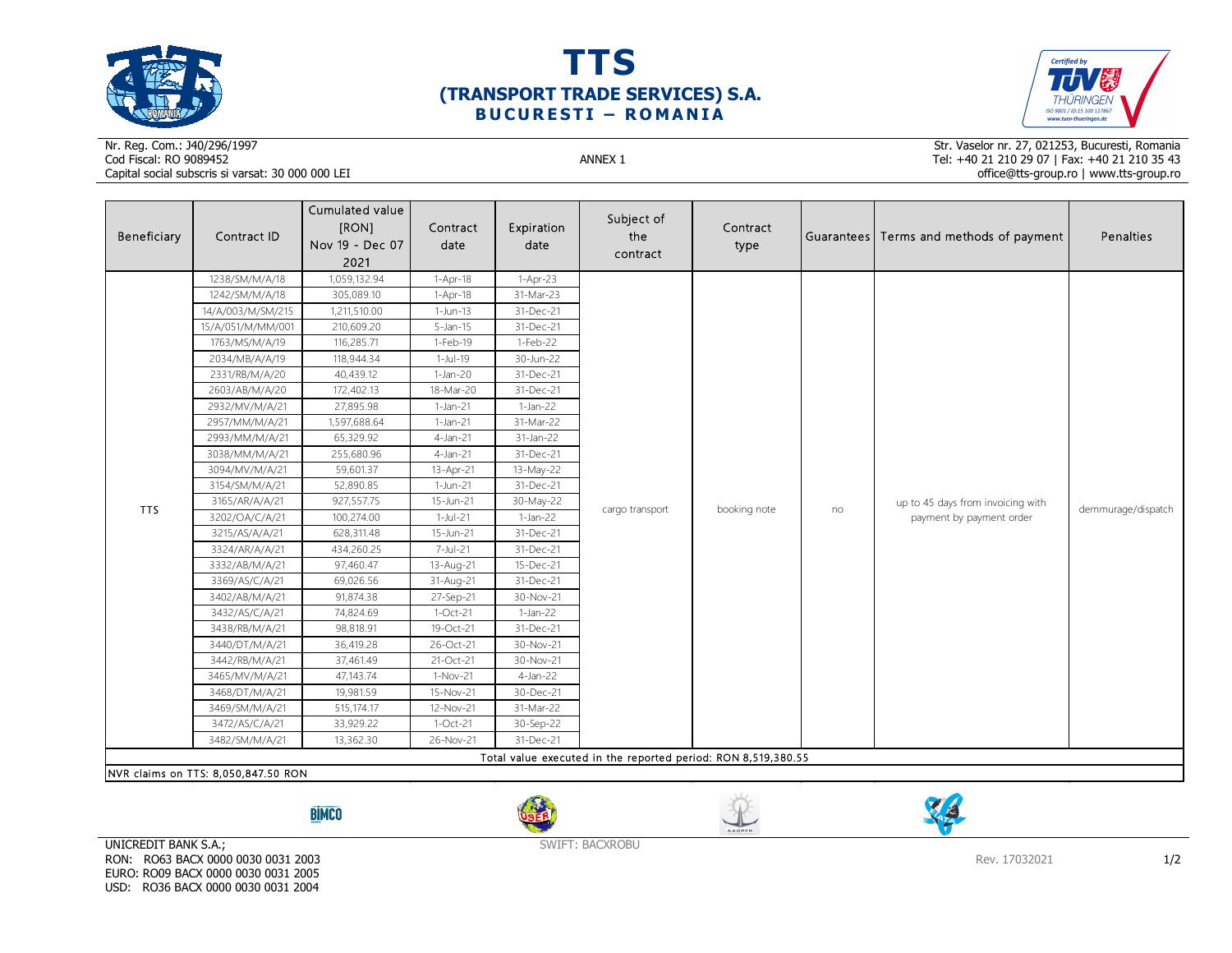# TTS

## (TRANSPORT TRADE SERVICES) S.A.

### BUCURESTI – ROMANIA

Nr. Reg. Com.: J40/296/1997
Cod Fiscal: RO 9089452
Capital social subscris si varsat: 30 000 000 LEI

Str. Vaselor nr. 27, 021253, Bucuresti, Romania
Tel: +40 21 210 29 07 | Fax: +40 21 210 35 43
office@tts-group.ro | www.tts-group.ro

ANNEX 1

| Beneficiary | Contract ID | Cumulated value [RON] Nov 19 - Dec 07 2021 | Contract date | Expiration date | Subject of the contract | Contract type | Guarantees | Terms and methods of payment | Penalties |
|---|---|---|---|---|---|---|---|---|---|
| TTS | 1238/SM/M/A/18 | 1,059,132.94 | 1-Apr-18 | 1-Apr-23 | cargo transport | booking note | no | up to 45 days from invoicing with payment by payment order | demmurage/dispatch |
| | 1242/SM/M/A/18 | 305,089.10 | 1-Apr-18 | 31-Mar-23 | | | | | |
| | 14/A/003/M/SM/215 | 1,211,510.00 | 1-Jun-13 | 31-Dec-21 | | | | | |
| | 15/A/051/M/MM/001 | 210,609.20 | 5-Jan-15 | 31-Dec-21 | | | | | |
| | 1763/MS/M/A/19 | 116,285.71 | 1-Feb-19 | 1-Feb-22 | | | | | |
| | 2034/MB/A/A/19 | 118,944.34 | 1-Jul-19 | 30-Jun-22 | | | | | |
| | 2331/RB/M/A/20 | 40,439.12 | 1-Jan-20 | 31-Dec-21 | | | | | |
| | 2603/AB/M/A/20 | 172,402.13 | 18-Mar-20 | 31-Dec-21 | | | | | |
| | 2932/MV/M/A/21 | 27,895.98 | 1-Jan-21 | 1-Jan-22 | | | | | |
| | 2957/MM/M/A/21 | 1,597,688.64 | 1-Jan-21 | 31-Mar-22 | | | | | |
| | 2993/MM/M/A/21 | 65,329.92 | 4-Jan-21 | 31-Jan-22 | | | | | |
| | 3038/MM/M/A/21 | 255,680.96 | 4-Jan-21 | 31-Dec-21 | | | | | |
| | 3094/MV/M/A/21 | 59,601.37 | 13-Apr-21 | 13-May-22 | | | | | |
| | 3154/SM/M/A/21 | 52,890.85 | 1-Jun-21 | 31-Dec-21 | | | | | |
| | 3165/AR/A/A/21 | 927,557.75 | 15-Jun-21 | 30-May-22 | | | | | |
| | 3202/OA/C/A/21 | 100,274.00 | 1-Jul-21 | 1-Jan-22 | | | | | |
| | 3215/AS/A/A/21 | 628,311.48 | 15-Jun-21 | 31-Dec-21 | | | | | |
| | 3324/AR/A/A/21 | 434,260.25 | 7-Jul-21 | 31-Dec-21 | | | | | |
| | 3332/AB/M/A/21 | 97,460.47 | 13-Aug-21 | 15-Dec-21 | | | | | |
| | 3369/AS/C/A/21 | 69,026.56 | 31-Aug-21 | 31-Dec-21 | | | | | |
| | 3402/AB/M/A/21 | 91,874.38 | 27-Sep-21 | 30-Nov-21 | | | | | |
| | 3432/AS/C/A/21 | 74,824.69 | 1-Oct-21 | 1-Jan-22 | | | | | |
| | 3438/RB/M/A/21 | 98,818.91 | 19-Oct-21 | 31-Dec-21 | | | | | |
| | 3440/DT/M/A/21 | 36,419.28 | 26-Oct-21 | 30-Nov-21 | | | | | |
| | 3442/RB/M/A/21 | 37,461.49 | 21-Oct-21 | 30-Nov-21 | | | | | |
| | 3465/MV/M/A/21 | 47,143.74 | 1-Nov-21 | 4-Jan-22 | | | | | |
| | 3468/DT/M/A/21 | 19,981.59 | 15-Nov-21 | 30-Dec-21 | | | | | |
| | 3469/SM/M/A/21 | 515,174.17 | 12-Nov-21 | 31-Mar-22 | | | | | |
| | 3472/AS/C/A/21 | 33,929.22 | 1-Oct-21 | 30-Sep-22 | | | | | |
| | 3482/SM/M/A/21 | 13,362.30 | 26-Nov-21 | 31-Dec-21 | | | | | |
| Total value executed in the reported period: RON 8,519,380.55 | | | | | | | | | |

NVR claims on TTS: 8,050,847.50 RON

UNICREDIT BANK S.A.;
RON: RO63 BACX 0000 0030 0031 2003
EURO: RO09 BACX 0000 0030 0031 2005
USD: RO36 BACX 0000 0030 0031 2004

SWIFT: BACXROBU

Rev. 17032021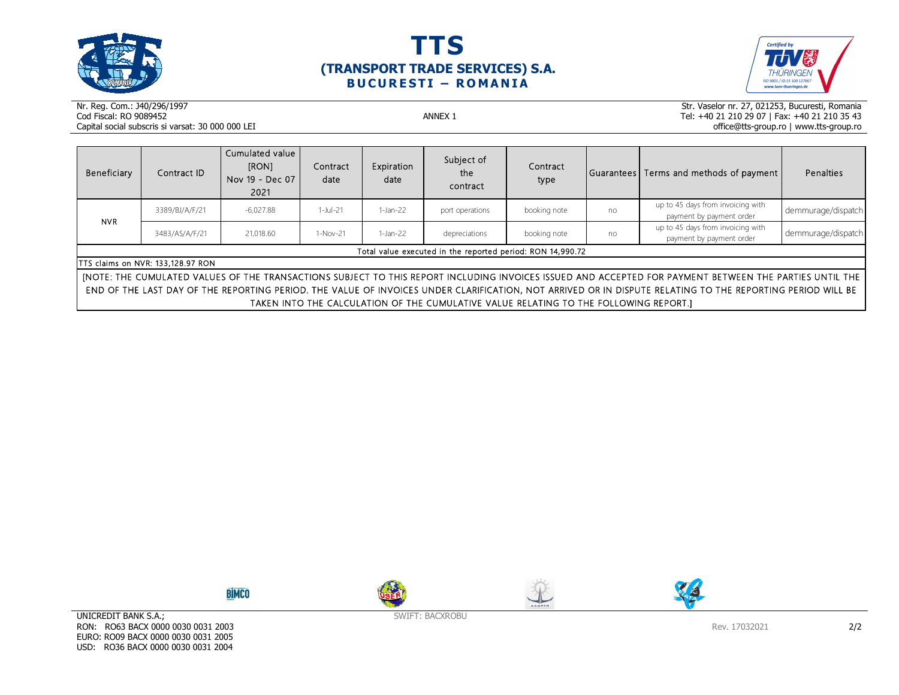# TTS
## (TRANSPORT TRADE SERVICES) S.A.
### BUCURESTI – ROMANIA

Nr. Reg. Com.: J40/296/1997
Cod Fiscal: RO 9089452
Capital social subscris si varsat: 30 000 000 LEI

ANNEX 1

Str. Vaselor nr. 27, 021253, Bucuresti, Romania
Tel: +40 21 210 29 07 | Fax: +40 21 210 35 43
office@tts-group.ro | www.tts-group.ro

| Beneficiary | Contract ID | Cumulated value [RON] Nov 19 - Dec 07 2021 | Contract date | Expiration date | Subject of the contract | Contract type | Guarantees | Terms and methods of payment | Penalties |
|---|---|---|---|---|---|---|---|---|---|
| NVR | 3389/BJ/A/F/21 | -6,027.88 | 1-Jul-21 | 1-Jan-22 | port operations | booking note | no | up to 45 days from invoicing with payment by payment order | demmurage/dispatch |
| | 3483/AS/A/F/21 | 21,018.60 | 1-Nov-21 | 1-Jan-22 | depreciations | booking note | no | up to 45 days from invoicing with payment by payment order | demmurage/dispatch |
| Total value executed in the reported period: RON 14,990.72 | | | | | | | | | |

TTS claims on NVR: 133,128.97 RON

[NOTE: THE CUMULATED VALUES OF THE TRANSACTIONS SUBJECT TO THIS REPORT INCLUDING INVOICES ISSUED AND ACCEPTED FOR PAYMENT BETWEEN THE PARTIES UNTIL THE END OF THE LAST DAY OF THE REPORTING PERIOD. THE VALUE OF INVOICES UNDER CLARIFICATION, NOT ARRIVED OR IN DISPUTE RELATING TO THE REPORTING PERIOD WILL BE TAKEN INTO THE CALCULATION OF THE CUMULATIVE VALUE RELATING TO THE FOLLOWING REPORT.]

UNICREDIT BANK S.A.;
RON: RO63 BACX 0000 0030 0031 2003
EURO: RO09 BACX 0000 0030 0031 2005
USD: RO36 BACX 0000 0030 0031 2004

SWIFT: BACXROBU

Rev. 17032021